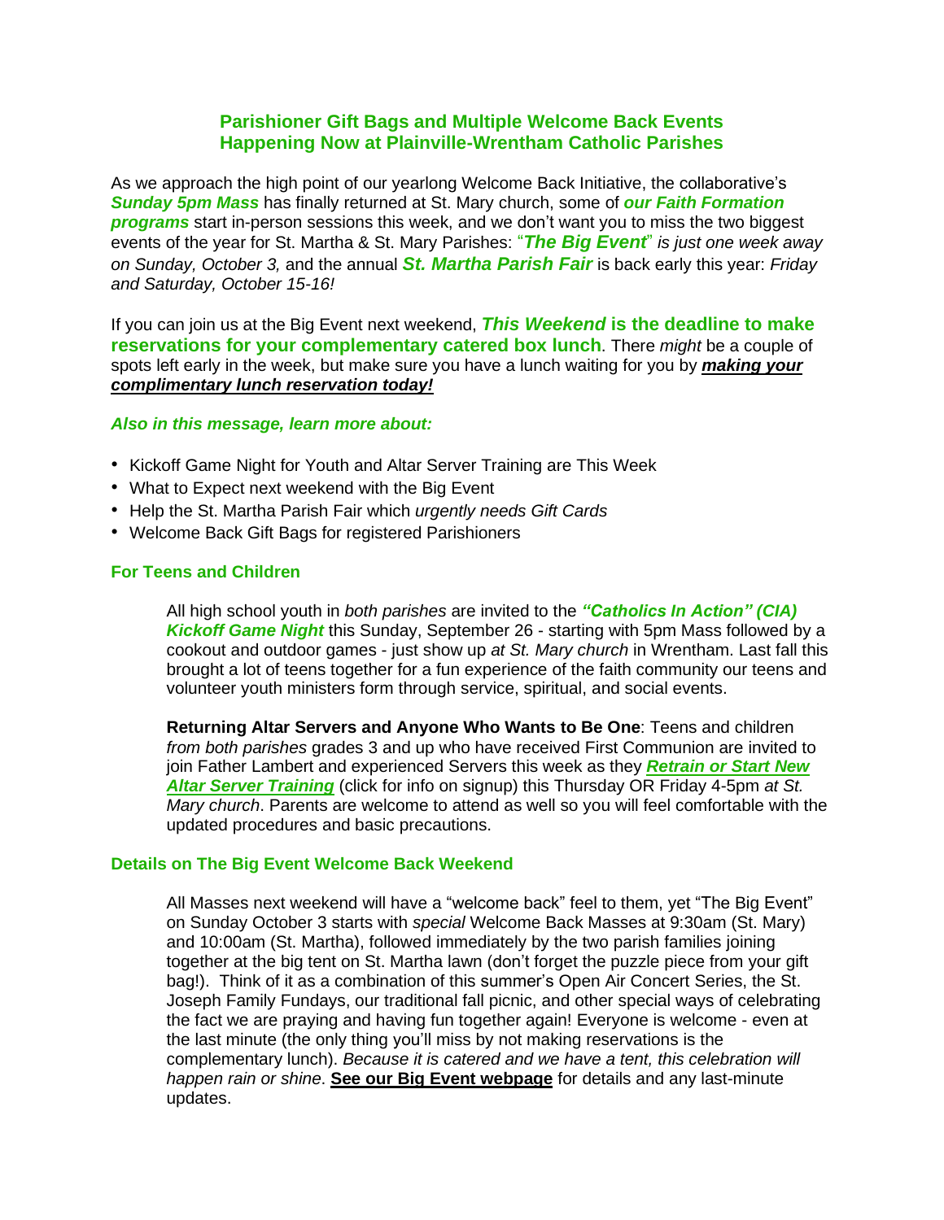## Parishioner Gift Bags and Multiple Welcome Back Events Happening Now at Plainville-Wrentham Catholic Parishes

As we approach the high point of our yearlong Welcome Back Initiative, the collaborative's ***Sunday 5pm Mass*** has finally returned at St. Mary church, some of ***our Faith Formation programs*** start in-person sessions this week, and we don't want you to miss the two biggest events of the year for St. Martha & St. Mary Parishes: "***The Big Event***" *is just one week away on Sunday, October 3,* and the annual ***St. Martha Parish Fair*** is back early this year: *Friday and Saturday, October 15-16!*

If you can join us at the Big Event next weekend, ***This Weekend* is the deadline to make reservations for your complementary catered box lunch**. There *might* be a couple of spots left early in the week, but make sure you have a lunch waiting for you by ***making your complimentary lunch reservation today!***

***Also in this message, learn more about:***

- Kickoff Game Night for Youth and Altar Server Training are This Week
- What to Expect next weekend with the Big Event
- Help the St. Martha Parish Fair which *urgently needs Gift Cards*
- Welcome Back Gift Bags for registered Parishioners

### For Teens and Children

All high school youth in *both parishes* are invited to the ***"Catholics In Action" (CIA) Kickoff Game Night*** this Sunday, September 26 - starting with 5pm Mass followed by a cookout and outdoor games - just show up *at St. Mary church* in Wrentham. Last fall this brought a lot of teens together for a fun experience of the faith community our teens and volunteer youth ministers form through service, spiritual, and social events.

**Returning Altar Servers and Anyone Who Wants to Be One**: Teens and children *from both parishes* grades 3 and up who have received First Communion are invited to join Father Lambert and experienced Servers this week as they ***Retrain or Start New Altar Server Training*** (click for info on signup) this Thursday OR Friday 4-5pm *at St. Mary church*. Parents are welcome to attend as well so you will feel comfortable with the updated procedures and basic precautions.

### Details on The Big Event Welcome Back Weekend

All Masses next weekend will have a "welcome back" feel to them, yet "The Big Event" on Sunday October 3 starts with *special* Welcome Back Masses at 9:30am (St. Mary) and 10:00am (St. Martha), followed immediately by the two parish families joining together at the big tent on St. Martha lawn (don't forget the puzzle piece from your gift bag!). Think of it as a combination of this summer's Open Air Concert Series, the St. Joseph Family Fundays, our traditional fall picnic, and other special ways of celebrating the fact we are praying and having fun together again! Everyone is welcome - even at the last minute (the only thing you'll miss by not making reservations is the complementary lunch). *Because it is catered and we have a tent, this celebration will happen rain or shine*. **See our Big Event webpage** for details and any last-minute updates.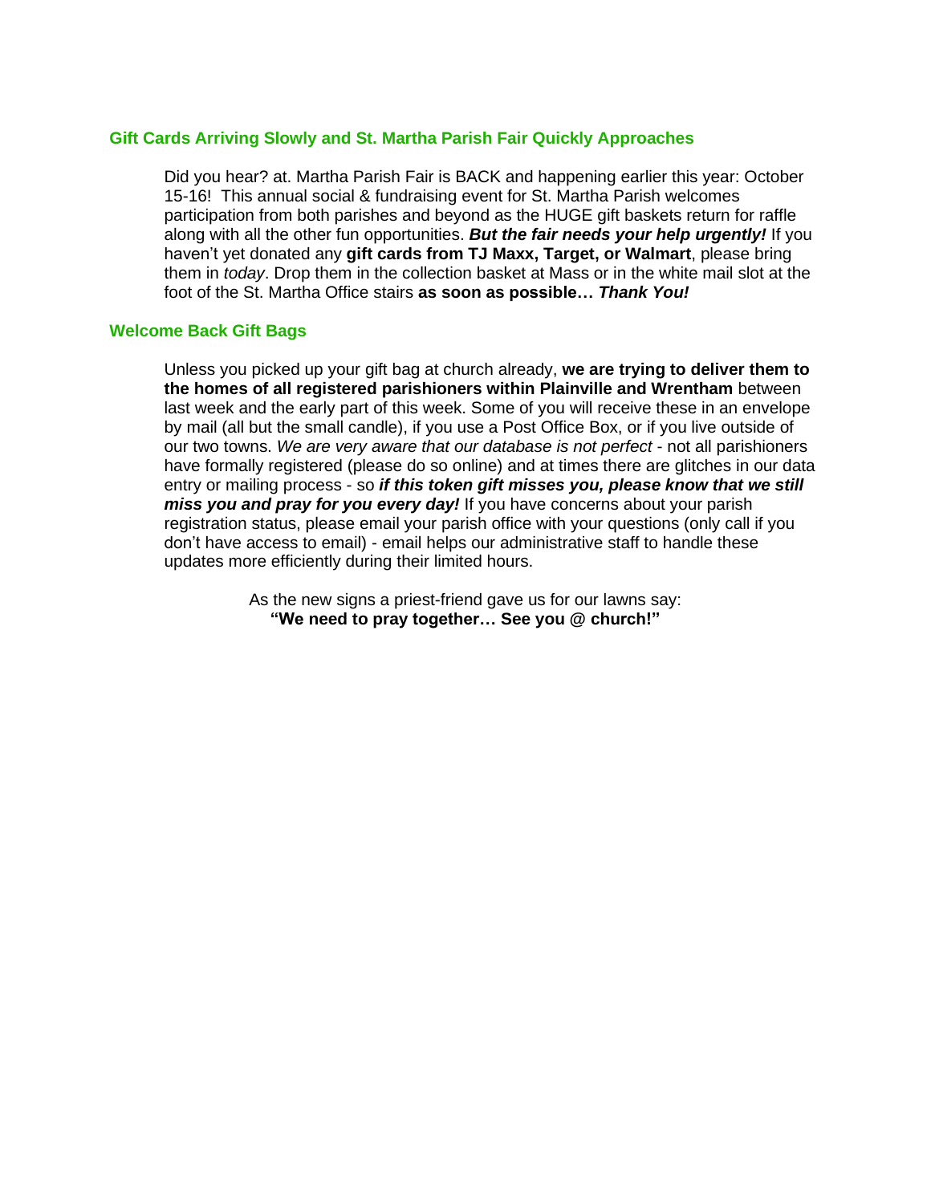### Gift Cards Arriving Slowly and St. Martha Parish Fair Quickly Approaches

Did you hear? at. Martha Parish Fair is BACK and happening earlier this year: October 15-16! This annual social & fundraising event for St. Martha Parish welcomes participation from both parishes and beyond as the HUGE gift baskets return for raffle along with all the other fun opportunities. ***But the fair needs your help urgently!*** If you haven't yet donated any **gift cards from TJ Maxx, Target, or Walmart**, please bring them in *today*. Drop them in the collection basket at Mass or in the white mail slot at the foot of the St. Martha Office stairs **as soon as possible…** ***Thank You!***

### Welcome Back Gift Bags

Unless you picked up your gift bag at church already, **we are trying to deliver them to the homes of all registered parishioners within Plainville and Wrentham** between last week and the early part of this week. Some of you will receive these in an envelope by mail (all but the small candle), if you use a Post Office Box, or if you live outside of our two towns. *We are very aware that our database is not perfect* - not all parishioners have formally registered (please do so online) and at times there are glitches in our data entry or mailing process - so ***if this token gift misses you, please know that we still miss you and pray for you every day!*** If you have concerns about your parish registration status, please email your parish office with your questions (only call if you don't have access to email) - email helps our administrative staff to handle these updates more efficiently during their limited hours.

As the new signs a priest-friend gave us for our lawns say:
**"We need to pray together… See you @ church!"**